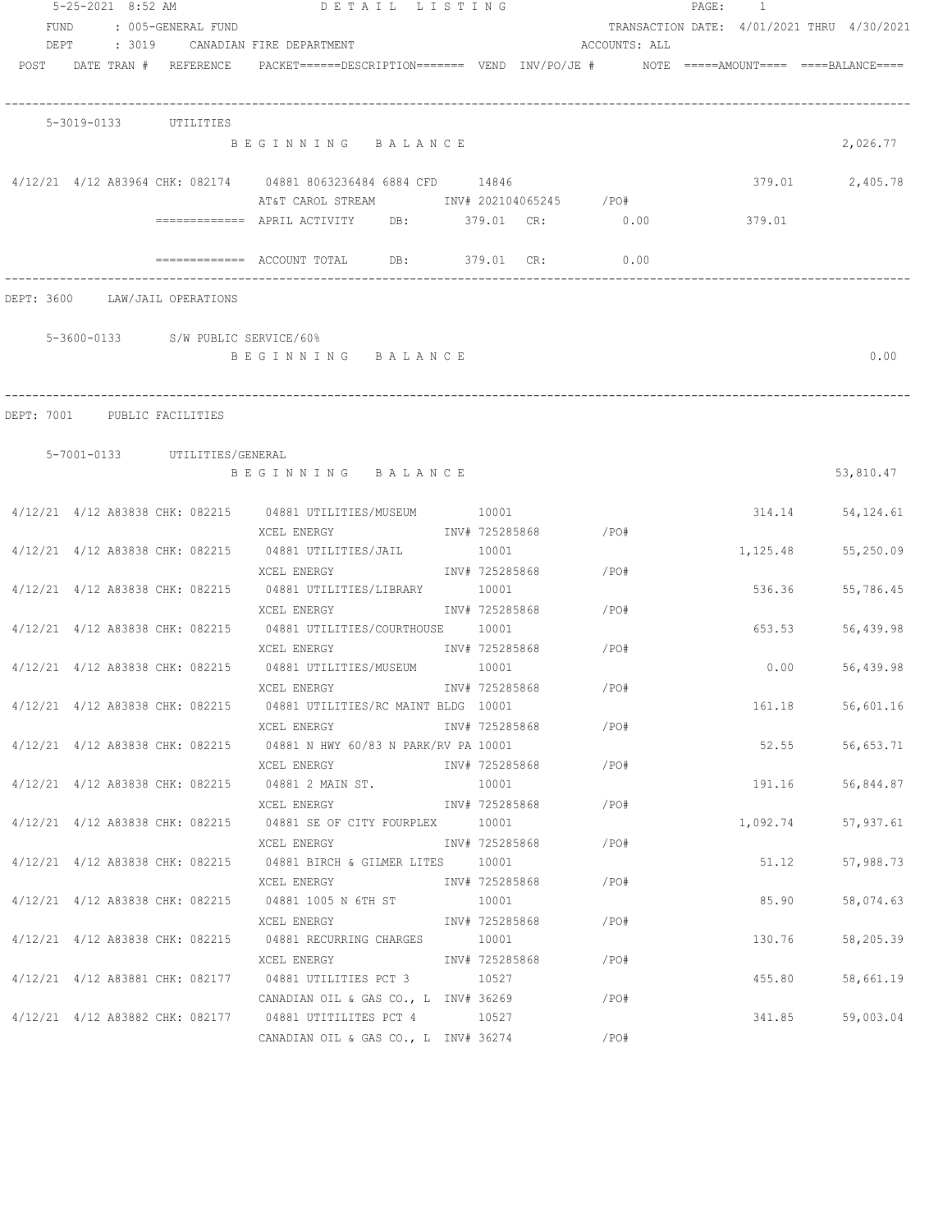5-25-2021 8:52 AM — DETAIL LISTING

FUND : 005-GENERAL FUND — TRANSACTION DATE: 4/01/2021 THRU 4/30/2021

DEPT : 3019 CANADIAN FIRE DEPARTMENT — ACCOUNTS: ALL

| POST | DATE | TRAN # | REFERENCE | PACKET | DESCRIPTION | VEND | INV/PO/JE # | NOTE | AMOUNT | BALANCE |
|---|---|---|---|---|---|---|---|---|---|---|

## 5-3019-0133 UTILITIES

| POST | DATE | TRAN # | REFERENCE | PACKET | DESCRIPTION | VEND | INV/PO/JE # | NOTE | AMOUNT | BALANCE |
|---|---|---|---|---|---|---|---|---|---|---|
| | | | | | BEGINNING BALANCE | | | | | 2,026.77 |
| 4/12/21 | 4/12 | A83964 | CHK: 082174 | 04881 | 8063236484 6884 CFD / AT&T CAROL STREAM | 14846 | INV# 202104065245 /PO# | | 379.01 | 2,405.78 |

============= APRIL ACTIVITY DB: 379.01 CR: 0.00 — 379.01

============= ACCOUNT TOTAL DB: 379.01 CR: 0.00

## DEPT: 3600 LAW/JAIL OPERATIONS

### 5-3600-0133 S/W PUBLIC SERVICE/60%

BEGINNING BALANCE — 0.00

## DEPT: 7001 PUBLIC FACILITIES

### 5-7001-0133 UTILITIES/GENERAL

| POST | DATE | TRAN # | REFERENCE | PACKET | DESCRIPTION | VEND | INV/PO/JE # | NOTE | AMOUNT | BALANCE |
|---|---|---|---|---|---|---|---|---|---|---|
| | | | | | BEGINNING BALANCE | | | | | 53,810.47 |
| 4/12/21 | 4/12 | A83838 | CHK: 082215 | 04881 | UTILITIES/MUSEUM / XCEL ENERGY | 10001 | INV# 725285868 /PO# | | 314.14 | 54,124.61 |
| 4/12/21 | 4/12 | A83838 | CHK: 082215 | 04881 | UTILITIES/JAIL / XCEL ENERGY | 10001 | INV# 725285868 /PO# | | 1,125.48 | 55,250.09 |
| 4/12/21 | 4/12 | A83838 | CHK: 082215 | 04881 | UTILITIES/LIBRARY / XCEL ENERGY | 10001 | INV# 725285868 /PO# | | 536.36 | 55,786.45 |
| 4/12/21 | 4/12 | A83838 | CHK: 082215 | 04881 | UTILITIES/COURTHOUSE / XCEL ENERGY | 10001 | INV# 725285868 /PO# | | 653.53 | 56,439.98 |
| 4/12/21 | 4/12 | A83838 | CHK: 082215 | 04881 | UTILITIES/MUSEUM / XCEL ENERGY | 10001 | INV# 725285868 /PO# | | 0.00 | 56,439.98 |
| 4/12/21 | 4/12 | A83838 | CHK: 082215 | 04881 | UTILITIES/RC MAINT BLDG / XCEL ENERGY | 10001 | INV# 725285868 /PO# | | 161.18 | 56,601.16 |
| 4/12/21 | 4/12 | A83838 | CHK: 082215 | 04881 | N HWY 60/83 N PARK/RV PA / XCEL ENERGY | 10001 | INV# 725285868 /PO# | | 52.55 | 56,653.71 |
| 4/12/21 | 4/12 | A83838 | CHK: 082215 | 04881 | 2 MAIN ST. / XCEL ENERGY | 10001 | INV# 725285868 /PO# | | 191.16 | 56,844.87 |
| 4/12/21 | 4/12 | A83838 | CHK: 082215 | 04881 | SE OF CITY FOURPLEX / XCEL ENERGY | 10001 | INV# 725285868 /PO# | | 1,092.74 | 57,937.61 |
| 4/12/21 | 4/12 | A83838 | CHK: 082215 | 04881 | BIRCH & GILMER LITES / XCEL ENERGY | 10001 | INV# 725285868 /PO# | | 51.12 | 57,988.73 |
| 4/12/21 | 4/12 | A83838 | CHK: 082215 | 04881 | 1005 N 6TH ST / XCEL ENERGY | 10001 | INV# 725285868 /PO# | | 85.90 | 58,074.63 |
| 4/12/21 | 4/12 | A83838 | CHK: 082215 | 04881 | RECURRING CHARGES / XCEL ENERGY | 10001 | INV# 725285868 /PO# | | 130.76 | 58,205.39 |
| 4/12/21 | 4/12 | A83881 | CHK: 082177 | 04881 | UTILITIES PCT 3 / CANADIAN OIL & GAS CO., L | 10527 | INV# 36269 /PO# | | 455.80 | 58,661.19 |
| 4/12/21 | 4/12 | A83882 | CHK: 082177 | 04881 | UTITILITES PCT 4 / CANADIAN OIL & GAS CO., L | 10527 | INV# 36274 /PO# | | 341.85 | 59,003.04 |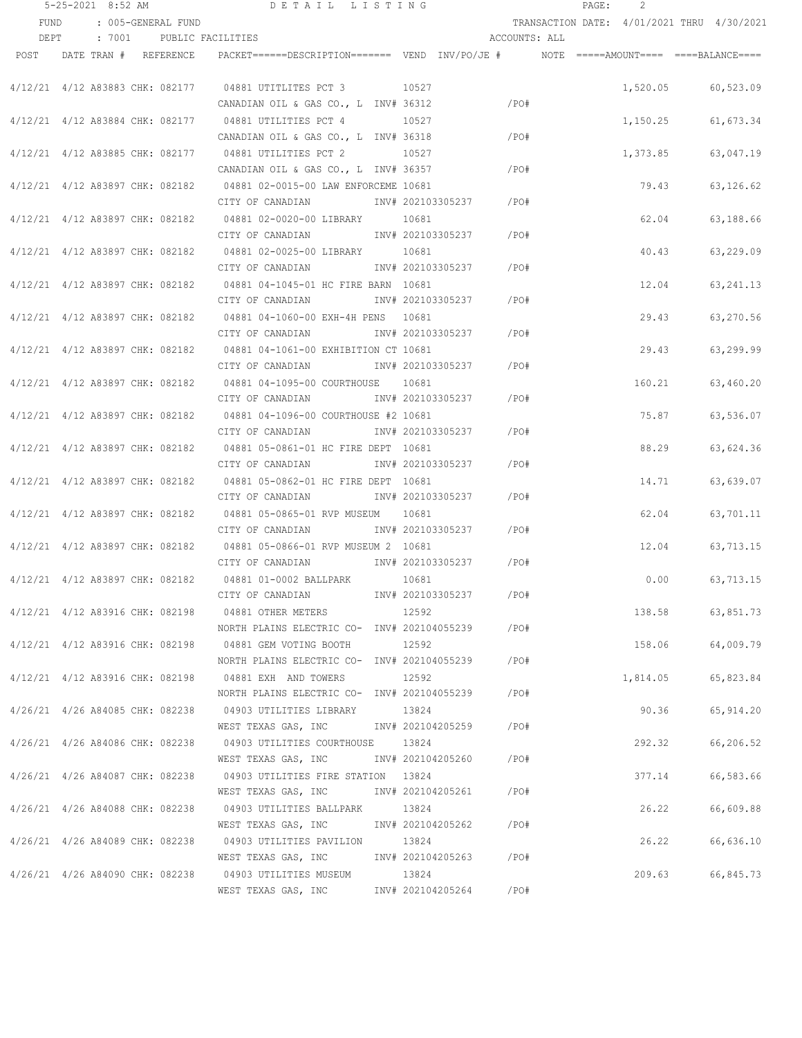FUND : 005-GENERAL FUND TRANSACTION DATE: 4/01/2021 THRU 4/30/2021

DEPT : 7001 PUBLIC FACILITIES ACCOUNTS: ALL

| POST | DATE | TRAN # | REFERENCE | PACKET | DESCRIPTION | VEND | INV/PO/JE # | NOTE | AMOUNT | BALANCE |
|---|---|---|---|---|---|---|---|---|---|---|
| 4/12/21 | 4/12 | A83883 | CHK: 082177 | 04881 | UTITLITES PCT 3 | 10527 | | | 1,520.05 | 60,523.09 |
| | | | | | CANADIAN OIL & GAS CO., L | | INV# 36312 /PO# | | | |
| 4/12/21 | 4/12 | A83884 | CHK: 082177 | 04881 | UTILITIES PCT 4 | 10527 | | | 1,150.25 | 61,673.34 |
| | | | | | CANADIAN OIL & GAS CO., L | | INV# 36318 /PO# | | | |
| 4/12/21 | 4/12 | A83885 | CHK: 082177 | 04881 | UTILITIES PCT 2 | 10527 | | | 1,373.85 | 63,047.19 |
| | | | | | CANADIAN OIL & GAS CO., L | | INV# 36357 /PO# | | | |
| 4/12/21 | 4/12 | A83897 | CHK: 082182 | 04881 | 02-0015-00 LAW ENFORCEME | 10681 | | | 79.43 | 63,126.62 |
| | | | | | CITY OF CANADIAN | | INV# 202103305237 /PO# | | | |
| 4/12/21 | 4/12 | A83897 | CHK: 082182 | 04881 | 02-0020-00 LIBRARY | 10681 | | | 62.04 | 63,188.66 |
| | | | | | CITY OF CANADIAN | | INV# 202103305237 /PO# | | | |
| 4/12/21 | 4/12 | A83897 | CHK: 082182 | 04881 | 02-0025-00 LIBRARY | 10681 | | | 40.43 | 63,229.09 |
| | | | | | CITY OF CANADIAN | | INV# 202103305237 /PO# | | | |
| 4/12/21 | 4/12 | A83897 | CHK: 082182 | 04881 | 04-1045-01 HC FIRE BARN | 10681 | | | 12.04 | 63,241.13 |
| | | | | | CITY OF CANADIAN | | INV# 202103305237 /PO# | | | |
| 4/12/21 | 4/12 | A83897 | CHK: 082182 | 04881 | 04-1060-00 EXH-4H PENS | 10681 | | | 29.43 | 63,270.56 |
| | | | | | CITY OF CANADIAN | | INV# 202103305237 /PO# | | | |
| 4/12/21 | 4/12 | A83897 | CHK: 082182 | 04881 | 04-1061-00 EXHIBITION CT | 10681 | | | 29.43 | 63,299.99 |
| | | | | | CITY OF CANADIAN | | INV# 202103305237 /PO# | | | |
| 4/12/21 | 4/12 | A83897 | CHK: 082182 | 04881 | 04-1095-00 COURTHOUSE | 10681 | | | 160.21 | 63,460.20 |
| | | | | | CITY OF CANADIAN | | INV# 202103305237 /PO# | | | |
| 4/12/21 | 4/12 | A83897 | CHK: 082182 | 04881 | 04-1096-00 COURTHOUSE #2 | 10681 | | | 75.87 | 63,536.07 |
| | | | | | CITY OF CANADIAN | | INV# 202103305237 /PO# | | | |
| 4/12/21 | 4/12 | A83897 | CHK: 082182 | 04881 | 05-0861-01 HC FIRE DEPT | 10681 | | | 88.29 | 63,624.36 |
| | | | | | CITY OF CANADIAN | | INV# 202103305237 /PO# | | | |
| 4/12/21 | 4/12 | A83897 | CHK: 082182 | 04881 | 05-0862-01 HC FIRE DEPT | 10681 | | | 14.71 | 63,639.07 |
| | | | | | CITY OF CANADIAN | | INV# 202103305237 /PO# | | | |
| 4/12/21 | 4/12 | A83897 | CHK: 082182 | 04881 | 05-0865-01 RVP MUSEUM | 10681 | | | 62.04 | 63,701.11 |
| | | | | | CITY OF CANADIAN | | INV# 202103305237 /PO# | | | |
| 4/12/21 | 4/12 | A83897 | CHK: 082182 | 04881 | 05-0866-01 RVP MUSEUM 2 | 10681 | | | 12.04 | 63,713.15 |
| | | | | | CITY OF CANADIAN | | INV# 202103305237 /PO# | | | |
| 4/12/21 | 4/12 | A83897 | CHK: 082182 | 04881 | 01-0002 BALLPARK | 10681 | | | 0.00 | 63,713.15 |
| | | | | | CITY OF CANADIAN | | INV# 202103305237 /PO# | | | |
| 4/12/21 | 4/12 | A83916 | CHK: 082198 | 04881 | OTHER METERS | 12592 | | | 138.58 | 63,851.73 |
| | | | | | NORTH PLAINS ELECTRIC CO- | | INV# 202104055239 /PO# | | | |
| 4/12/21 | 4/12 | A83916 | CHK: 082198 | 04881 | GEM VOTING BOOTH | 12592 | | | 158.06 | 64,009.79 |
| | | | | | NORTH PLAINS ELECTRIC CO- | | INV# 202104055239 /PO# | | | |
| 4/12/21 | 4/12 | A83916 | CHK: 082198 | 04881 | EXH AND TOWERS | 12592 | | | 1,814.05 | 65,823.84 |
| | | | | | NORTH PLAINS ELECTRIC CO- | | INV# 202104055239 /PO# | | | |
| 4/26/21 | 4/26 | A84085 | CHK: 082238 | 04903 | UTILITIES LIBRARY | 13824 | | | 90.36 | 65,914.20 |
| | | | | | WEST TEXAS GAS, INC | | INV# 202104205259 /PO# | | | |
| 4/26/21 | 4/26 | A84086 | CHK: 082238 | 04903 | UTILITIES COURTHOUSE | 13824 | | | 292.32 | 66,206.52 |
| | | | | | WEST TEXAS GAS, INC | | INV# 202104205260 /PO# | | | |
| 4/26/21 | 4/26 | A84087 | CHK: 082238 | 04903 | UTILITIES FIRE STATION | 13824 | | | 377.14 | 66,583.66 |
| | | | | | WEST TEXAS GAS, INC | | INV# 202104205261 /PO# | | | |
| 4/26/21 | 4/26 | A84088 | CHK: 082238 | 04903 | UTILITIES BALLPARK | 13824 | | | 26.22 | 66,609.88 |
| | | | | | WEST TEXAS GAS, INC | | INV# 202104205262 /PO# | | | |
| 4/26/21 | 4/26 | A84089 | CHK: 082238 | 04903 | UTILITIES PAVILION | 13824 | | | 26.22 | 66,636.10 |
| | | | | | WEST TEXAS GAS, INC | | INV# 202104205263 /PO# | | | |
| 4/26/21 | 4/26 | A84090 | CHK: 082238 | 04903 | UTILITIES MUSEUM | 13824 | | | 209.63 | 66,845.73 |
| | | | | | WEST TEXAS GAS, INC | | INV# 202104205264 /PO# | | | |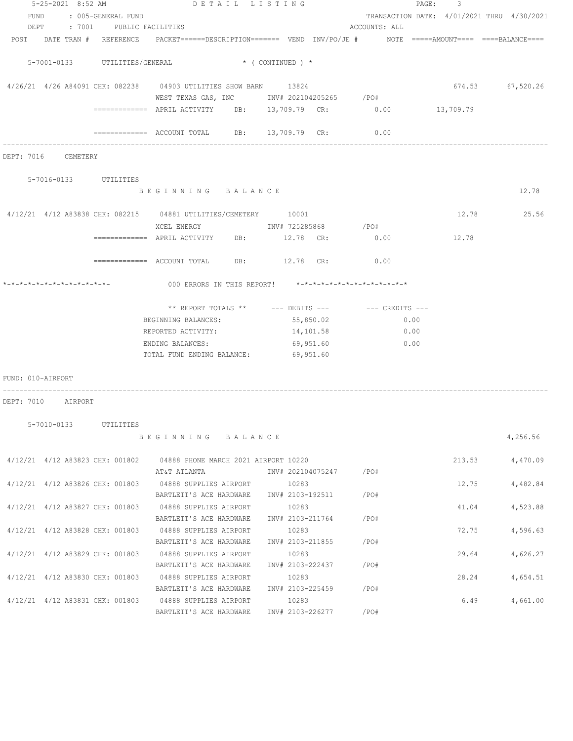5-25-2021 8:52 AM DETAIL LISTING

FUND : 005-GENERAL FUND TRANSACTION DATE: 4/01/2021 THRU 4/30/2021

DEPT : 7001 PUBLIC FACILITIES ACCOUNTS: ALL

POST DATE TRAN # REFERENCE PACKET======DESCRIPTION======= VEND INV/PO/JE # NOTE =====AMOUNT==== ====BALANCE====

5-7001-0133 UTILITIES/GENERAL * ( CONTINUED ) *

| POST | DATE TRAN # | REFERENCE | PACKET/DESCRIPTION | VEND | INV/PO/JE # | AMOUNT | BALANCE |
|---|---|---|---|---|---|---|---|
| 4/26/21 | 4/26 A84091 | CHK: 082238 | 04903 UTILITIES SHOW BARN / WEST TEXAS GAS, INC | 13824 | INV# 202104205265 /PO# | 674.53 | 67,520.26 |

============= APRIL ACTIVITY DB: 13,709.79 CR: 0.00 13,709.79

============= ACCOUNT TOTAL DB: 13,709.79 CR: 0.00

DEPT: 7016 CEMETERY

5-7016-0133 UTILITIES

B E G I N N I N G B A L A N C E 12.78

| POST | DATE TRAN # | REFERENCE | PACKET/DESCRIPTION | VEND | INV/PO/JE # | AMOUNT | BALANCE |
|---|---|---|---|---|---|---|---|
| 4/12/21 | 4/12 A83838 | CHK: 082215 | 04881 UTILITIES/CEMETERY / XCEL ENERGY | 10001 | INV# 725285868 /PO# | 12.78 | 25.56 |

============= APRIL ACTIVITY DB: 12.78 CR: 0.00 12.78

============= ACCOUNT TOTAL DB: 12.78 CR: 0.00

*-*-*-*-*-*-*-*-*-*-*-*-*- 000 ERRORS IN THIS REPORT! *-*-*-*-*-*-*-*-*-*-*-*-*-*

| ** REPORT TOTALS ** | --- DEBITS --- | --- CREDITS --- |
|---|---|---|
| BEGINNING BALANCES: | 55,850.02 | 0.00 |
| REPORTED ACTIVITY: | 14,101.58 | 0.00 |
| ENDING BALANCES: | 69,951.60 | 0.00 |
| TOTAL FUND ENDING BALANCE: | 69,951.60 | |

FUND: 010-AIRPORT

DEPT: 7010 AIRPORT

5-7010-0133 UTILITIES

B E G I N N I N G B A L A N C E 4,256.56

| POST | DATE TRAN # | REFERENCE | PACKET/DESCRIPTION | VEND | INV/PO/JE # | AMOUNT | BALANCE |
|---|---|---|---|---|---|---|---|
| 4/12/21 | 4/12 A83823 | CHK: 001802 | 04888 PHONE MARCH 2021 AIRPORT / AT&T ATLANTA | 10220 | INV# 202104075247 /PO# | 213.53 | 4,470.09 |
| 4/12/21 | 4/12 A83826 | CHK: 001803 | 04888 SUPPLIES AIRPORT / BARTLETT'S ACE HARDWARE | 10283 | INV# 2103-192511 /PO# | 12.75 | 4,482.84 |
| 4/12/21 | 4/12 A83827 | CHK: 001803 | 04888 SUPPLIES AIRPORT / BARTLETT'S ACE HARDWARE | 10283 | INV# 2103-211764 /PO# | 41.04 | 4,523.88 |
| 4/12/21 | 4/12 A83828 | CHK: 001803 | 04888 SUPPLIES AIRPORT / BARTLETT'S ACE HARDWARE | 10283 | INV# 2103-211855 /PO# | 72.75 | 4,596.63 |
| 4/12/21 | 4/12 A83829 | CHK: 001803 | 04888 SUPPLIES AIRPORT / BARTLETT'S ACE HARDWARE | 10283 | INV# 2103-222437 /PO# | 29.64 | 4,626.27 |
| 4/12/21 | 4/12 A83830 | CHK: 001803 | 04888 SUPPLIES AIRPORT / BARTLETT'S ACE HARDWARE | 10283 | INV# 2103-225459 /PO# | 28.24 | 4,654.51 |
| 4/12/21 | 4/12 A83831 | CHK: 001803 | 04888 SUPPLIES AIRPORT / BARTLETT'S ACE HARDWARE | 10283 | INV# 2103-226277 /PO# | 6.49 | 4,661.00 |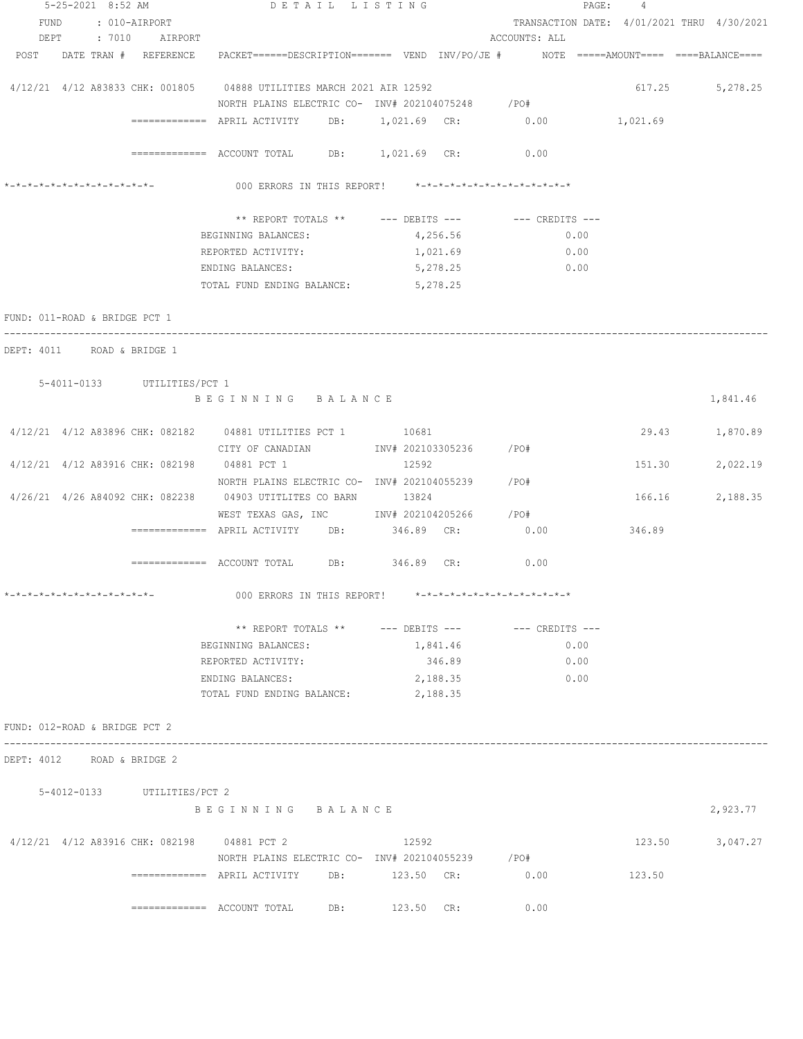5-25-2021 8:52 AM DETAIL LISTING

FUND : 010-AIRPORT TRANSACTION DATE: 4/01/2021 THRU 4/30/2021

DEPT : 7010 AIRPORT ACCOUNTS: ALL

| POST | DATE | TRAN # | REFERENCE | PACKET======DESCRIPTION======= | VEND | INV/PO/JE # | NOTE | =====AMOUNT==== | ====BALANCE==== |
|---|---|---|---|---|---|---|---|---|---|
| 4/12/21 | 4/12 | A83833 | CHK: 001805 | 04888 UTILITIES MARCH 2021 AIR | 12592 | | | 617.25 | 5,278.25 |
| | | | | NORTH PLAINS ELECTRIC CO- | | INV# 202104075248 | /PO# | | |
| | | | ============= | APRIL ACTIVITY DB: 1,021.69 CR: 0.00 | | | | 1,021.69 | |
| | | | ============= | ACCOUNT TOTAL DB: 1,021.69 CR: 0.00 | | | | | |

*-*-*-*-*-*-*-*-*-*-*-*-*- 000 ERRORS IN THIS REPORT! *-*-*-*-*-*-*-*-*-*-*-*-*-*

| ** REPORT TOTALS ** | --- DEBITS --- | --- CREDITS --- |
|---|---|---|
| BEGINNING BALANCES: | 4,256.56 | 0.00 |
| REPORTED ACTIVITY: | 1,021.69 | 0.00 |
| ENDING BALANCES: | 5,278.25 | 0.00 |
| TOTAL FUND ENDING BALANCE: | 5,278.25 | |

FUND: 011-ROAD & BRIDGE PCT 1

DEPT: 4011 ROAD & BRIDGE 1

5-4011-0133 UTILITIES/PCT 1

| POST | DATE | TRAN # | REFERENCE | PACKET======DESCRIPTION======= | VEND | INV/PO/JE # | NOTE | =====AMOUNT==== | ====BALANCE==== |
|---|---|---|---|---|---|---|---|---|---|
| | | | | B E G I N N I N G B A L A N C E | | | | | 1,841.46 |
| 4/12/21 | 4/12 | A83896 | CHK: 082182 | 04881 UTILITIES PCT 1 | 10681 | | | 29.43 | 1,870.89 |
| | | | | CITY OF CANADIAN | | INV# 202103305236 | /PO# | | |
| 4/12/21 | 4/12 | A83916 | CHK: 082198 | 04881 PCT 1 | 12592 | | | 151.30 | 2,022.19 |
| | | | | NORTH PLAINS ELECTRIC CO- | | INV# 202104055239 | /PO# | | |
| 4/26/21 | 4/26 | A84092 | CHK: 082238 | 04903 UTITLITES CO BARN | 13824 | | | 166.16 | 2,188.35 |
| | | | | WEST TEXAS GAS, INC | | INV# 202104205266 | /PO# | | |
| | | | ============= | APRIL ACTIVITY DB: 346.89 CR: 0.00 | | | | 346.89 | |
| | | | ============= | ACCOUNT TOTAL DB: 346.89 CR: 0.00 | | | | | |

*-*-*-*-*-*-*-*-*-*-*-*-*- 000 ERRORS IN THIS REPORT! *-*-*-*-*-*-*-*-*-*-*-*-*-*

| ** REPORT TOTALS ** | --- DEBITS --- | --- CREDITS --- |
|---|---|---|
| BEGINNING BALANCES: | 1,841.46 | 0.00 |
| REPORTED ACTIVITY: | 346.89 | 0.00 |
| ENDING BALANCES: | 2,188.35 | 0.00 |
| TOTAL FUND ENDING BALANCE: | 2,188.35 | |

FUND: 012-ROAD & BRIDGE PCT 2

DEPT: 4012 ROAD & BRIDGE 2

5-4012-0133 UTILITIES/PCT 2

| POST | DATE | TRAN # | REFERENCE | PACKET======DESCRIPTION======= | VEND | INV/PO/JE # | NOTE | =====AMOUNT==== | ====BALANCE==== |
|---|---|---|---|---|---|---|---|---|---|
| | | | | B E G I N N I N G B A L A N C E | | | | | 2,923.77 |
| 4/12/21 | 4/12 | A83916 | CHK: 082198 | 04881 PCT 2 | 12592 | | | 123.50 | 3,047.27 |
| | | | | NORTH PLAINS ELECTRIC CO- | | INV# 202104055239 | /PO# | | |
| | | | ============= | APRIL ACTIVITY DB: 123.50 CR: 0.00 | | | | 123.50 | |
| | | | ============= | ACCOUNT TOTAL DB: 123.50 CR: 0.00 | | | | | |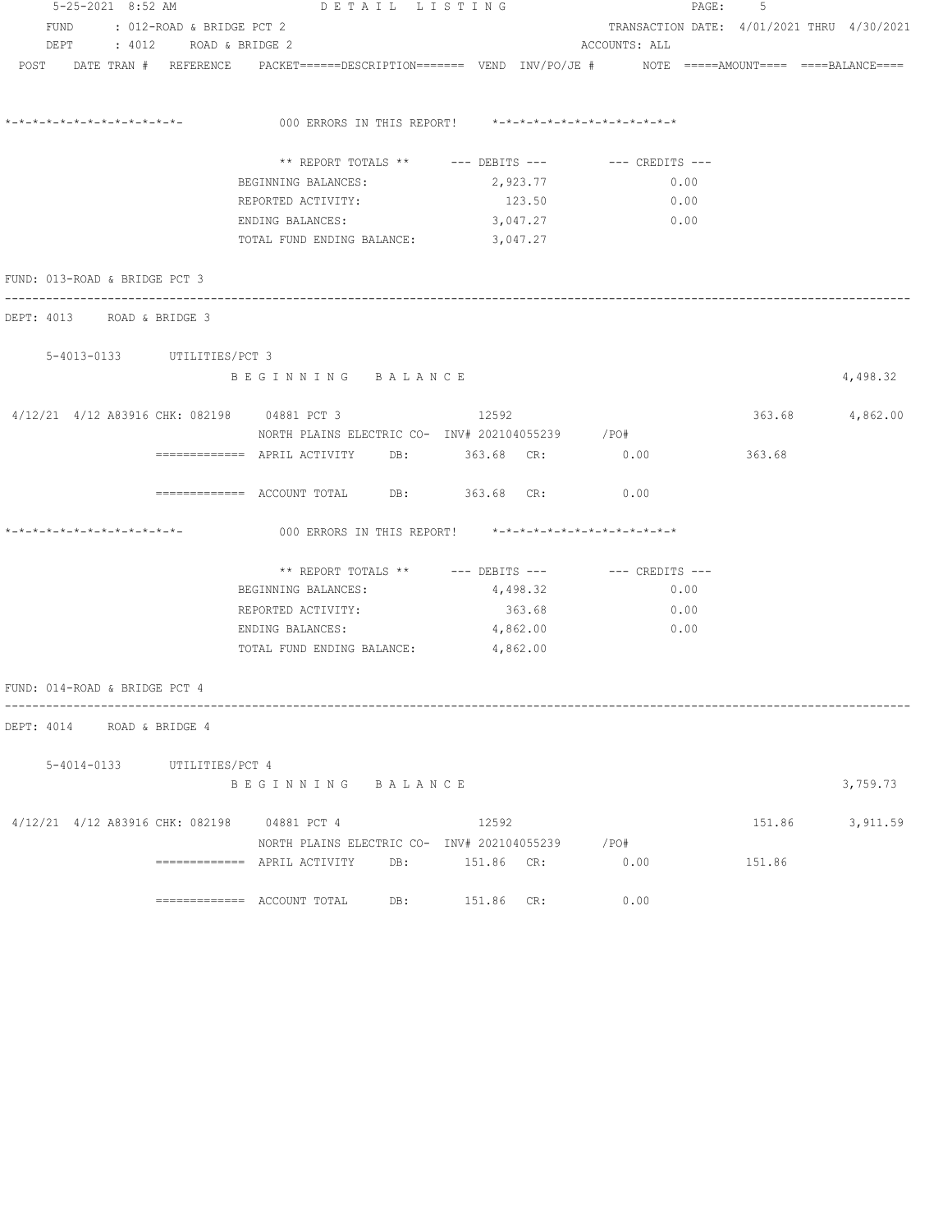5-25-2021 8:52 AM — DETAIL LISTING

FUND : 012-ROAD & BRIDGE PCT 2 — TRANSACTION DATE: 4/01/2021 THRU 4/30/2021

DEPT : 4012 ROAD & BRIDGE 2 — ACCOUNTS: ALL

POST DATE TRAN # REFERENCE PACKET======DESCRIPTION======= VEND INV/PO/JE # NOTE =====AMOUNT==== ====BALANCE====

*-*-*-*-*-*-*-*-*-*-*-*-*-*- 000 ERRORS IN THIS REPORT! *-*-*-*-*-*-*-*-*-*-*-*-*-*

| ** REPORT TOTALS ** | --- DEBITS --- | --- CREDITS --- |
|---|---|---|
| BEGINNING BALANCES: | 2,923.77 | 0.00 |
| REPORTED ACTIVITY: | 123.50 | 0.00 |
| ENDING BALANCES: | 3,047.27 | 0.00 |
| TOTAL FUND ENDING BALANCE: | 3,047.27 | |

FUND: 013-ROAD & BRIDGE PCT 3

DEPT: 4013 ROAD & BRIDGE 3

5-4013-0133 UTILITIES/PCT 3

B E G I N N I N G   B A L A N C E — 4,498.32

| POST | DATE | TRAN # | REFERENCE | PACKET / DESCRIPTION | VEND | INV/PO/JE # | AMOUNT | BALANCE |
|---|---|---|---|---|---|---|---|---|
| 4/12/21 | 4/12 | A83916 | CHK: 082198 | 04881 PCT 3 / NORTH PLAINS ELECTRIC CO- | 12592 | INV# 202104055239 /PO# | 363.68 | 4,862.00 |

============= APRIL ACTIVITY DB: 363.68 CR: 0.00 363.68

============= ACCOUNT TOTAL DB: 363.68 CR: 0.00

*-*-*-*-*-*-*-*-*-*-*-*-*-*- 000 ERRORS IN THIS REPORT! *-*-*-*-*-*-*-*-*-*-*-*-*-*

| ** REPORT TOTALS ** | --- DEBITS --- | --- CREDITS --- |
|---|---|---|
| BEGINNING BALANCES: | 4,498.32 | 0.00 |
| REPORTED ACTIVITY: | 363.68 | 0.00 |
| ENDING BALANCES: | 4,862.00 | 0.00 |
| TOTAL FUND ENDING BALANCE: | 4,862.00 | |

FUND: 014-ROAD & BRIDGE PCT 4

DEPT: 4014 ROAD & BRIDGE 4

5-4014-0133 UTILITIES/PCT 4

B E G I N N I N G   B A L A N C E — 3,759.73

| POST | DATE | TRAN # | REFERENCE | PACKET / DESCRIPTION | VEND | INV/PO/JE # | AMOUNT | BALANCE |
|---|---|---|---|---|---|---|---|---|
| 4/12/21 | 4/12 | A83916 | CHK: 082198 | 04881 PCT 4 / NORTH PLAINS ELECTRIC CO- | 12592 | INV# 202104055239 /PO# | 151.86 | 3,911.59 |

============= APRIL ACTIVITY DB: 151.86 CR: 0.00 151.86

============= ACCOUNT TOTAL DB: 151.86 CR: 0.00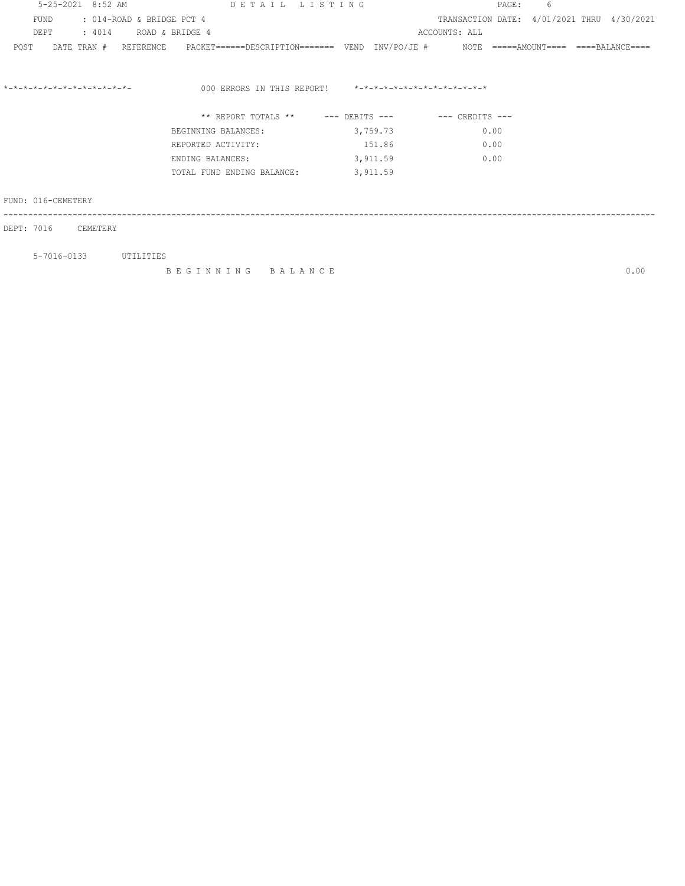DETAIL LISTING

FUND : 014-ROAD & BRIDGE PCT 4

DEPT : 4014 ROAD & BRIDGE 4

TRANSACTION DATE: 4/01/2021 THRU 4/30/2021

ACCOUNTS: ALL

POST DATE TRAN # REFERENCE PACKET======DESCRIPTION======= VEND INV/PO/JE # NOTE =====AMOUNT==== ====BALANCE====

*-*-*-*-*-*-*-*-*-*-*-*-*- 000 ERRORS IN THIS REPORT! *-*-*-*-*-*-*-*-*-*-*-*-*-*

| ** REPORT TOTALS ** | --- DEBITS --- | --- CREDITS --- |
|---|---|---|
| BEGINNING BALANCES: | 3,759.73 | 0.00 |
| REPORTED ACTIVITY: | 151.86 | 0.00 |
| ENDING BALANCES: | 3,911.59 | 0.00 |
| TOTAL FUND ENDING BALANCE: | 3,911.59 | |

FUND: 016-CEMETERY

DEPT: 7016 CEMETERY

5-7016-0133 UTILITIES

B E G I N N I N G B A L A N C E 0.00